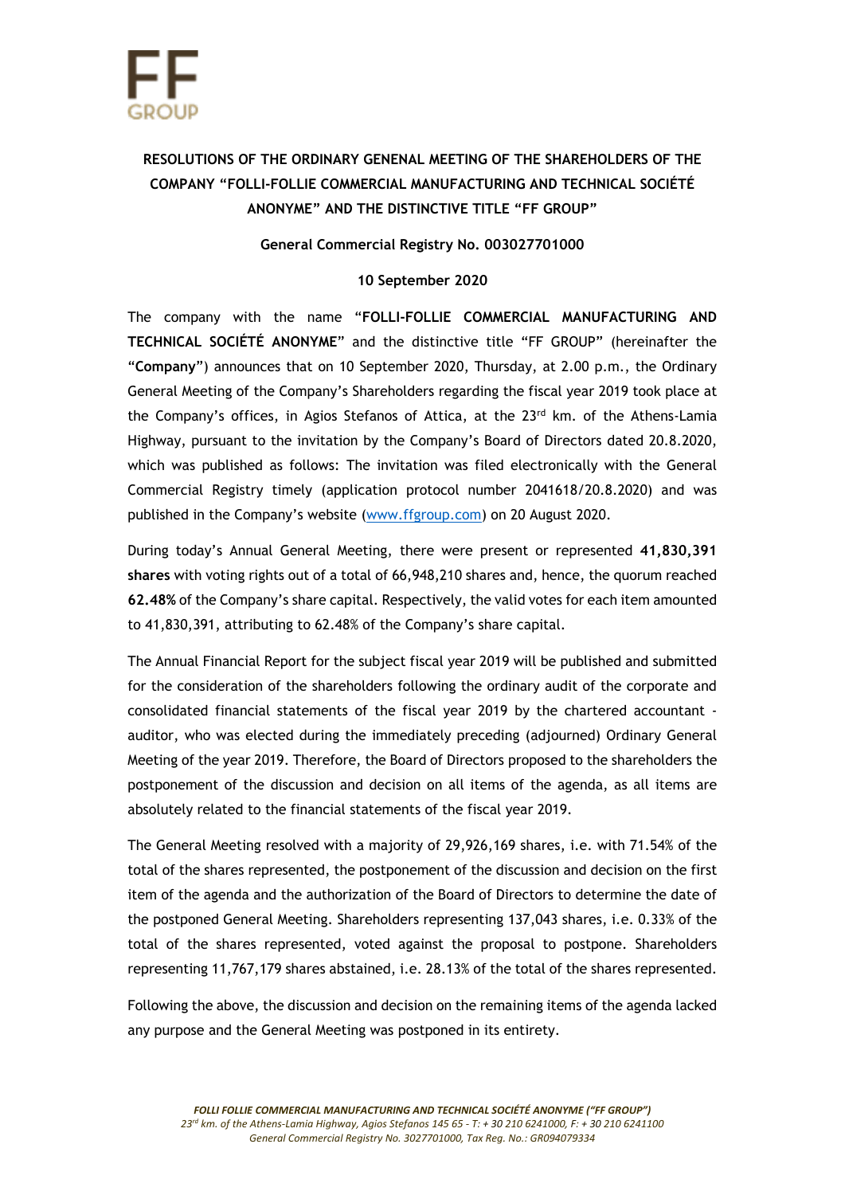# RESOLUTIONS OF THE ORDINARY GENENAL MEETING OF THE SHAREHOLDERS OF THE COMPANY "FOLLI-FOLLIE COMMERCIAL MANUFACTURING AND TECHNICAL SOCIÉTÉ ANONYME" AND THE DISTINCTIVE TITLE "FF GROUP"

**General Commercial Registry No. 003027701000**

**10 September 2020**

The company with the name "**FOLLI-FOLLIE COMMERCIAL MANUFACTURING AND TECHNICAL SOCIÉTÉ ANONYME**" and the distinctive title "FF GROUP" (hereinafter the "**Company**") announces that on 10 September 2020, Thursday, at 2.00 p.m., the Ordinary General Meeting of the Company's Shareholders regarding the fiscal year 2019 took place at the Company's offices, in Agios Stefanos of Attica, at the 23rd km. of the Athens-Lamia Highway, pursuant to the invitation by the Company's Board of Directors dated 20.8.2020, which was published as follows: The invitation was filed electronically with the General Commercial Registry timely (application protocol number 2041618/20.8.2020) and was published in the Company's website (www.ffgroup.com) on 20 August 2020.

During today's Annual General Meeting, there were present or represented **41,830,391 shares** with voting rights out of a total of 66,948,210 shares and, hence, the quorum reached **62.48%** of the Company's share capital. Respectively, the valid votes for each item amounted to 41,830,391, attributing to 62.48% of the Company's share capital.

The Annual Financial Report for the subject fiscal year 2019 will be published and submitted for the consideration of the shareholders following the ordinary audit of the corporate and consolidated financial statements of the fiscal year 2019 by the chartered accountant - auditor, who was elected during the immediately preceding (adjourned) Ordinary General Meeting of the year 2019. Therefore, the Board of Directors proposed to the shareholders the postponement of the discussion and decision on all items of the agenda, as all items are absolutely related to the financial statements of the fiscal year 2019.

The General Meeting resolved with a majority of 29,926,169 shares, i.e. with 71.54% of the total of the shares represented, the postponement of the discussion and decision on the first item of the agenda and the authorization of the Board of Directors to determine the date of the postponed General Meeting. Shareholders representing 137,043 shares, i.e. 0.33% of the total of the shares represented, voted against the proposal to postpone. Shareholders representing 11,767,179 shares abstained, i.e. 28.13% of the total of the shares represented.

Following the above, the discussion and decision on the remaining items of the agenda lacked any purpose and the General Meeting was postponed in its entirety.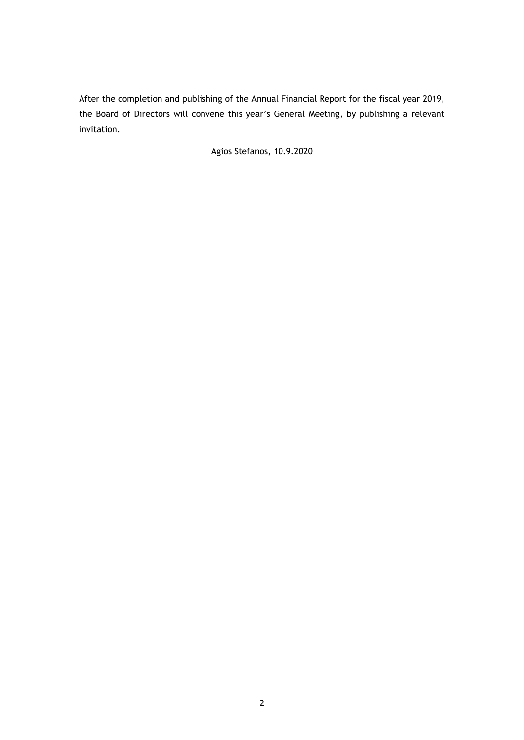After the completion and publishing of the Annual Financial Report for the fiscal year 2019, the Board of Directors will convene this year's General Meeting, by publishing a relevant invitation.

Agios Stefanos, 10.9.2020